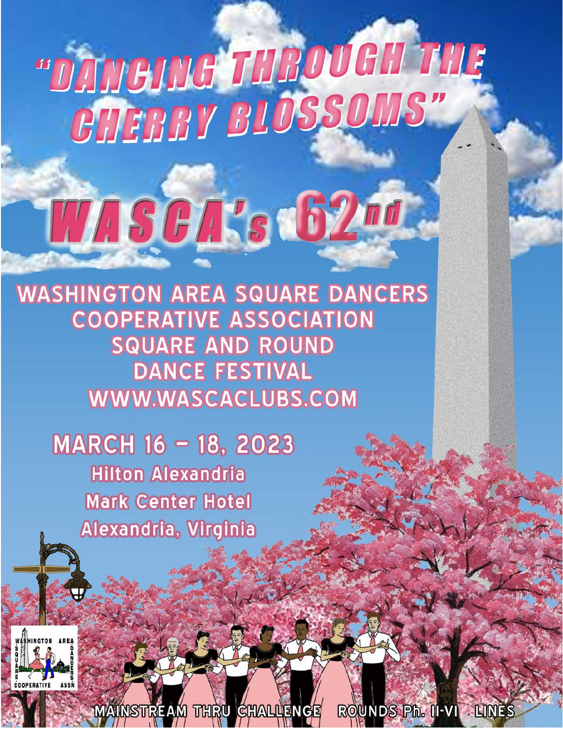# "DANCING THROUGH THE CHERRY BLOSSOMS"

# WASCA's 62nd

## WASHINGTON AREA SQUARE DANCERS COOPERATIVE ASSOCIATION SQUARE AND ROUND DANCE FESTIVAL

WWW.WASCACLUBS.COM

## MARCH 16 – 18, 2023

**Hilton Alexandria**
**Mark Center Hotel**
**Alexandria, Virginia**

WASHINGTON AREA SQUARE DANCERS COOPERATIVE ASSN

MAINSTREAM THRU CHALLENGE    ROUNDS Ph. II-VI    LINES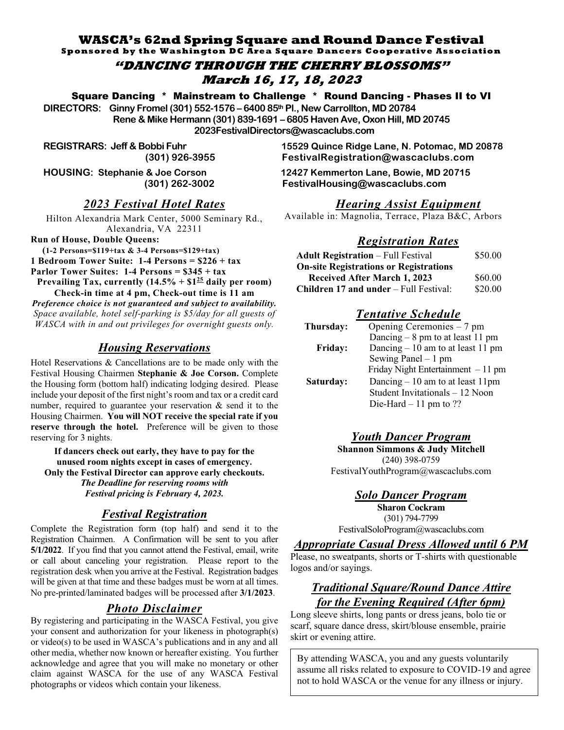# WASCA's 62nd Spring Square and Round Dance Festival

**Sponsored by the Washington DC Area Square Dancers Cooperative Association**

## *"DANCING THROUGH THE CHERRY BLOSSOMS"*

## *March 16, 17, 18, 2023*

**Square Dancing * Mainstream to Challenge * Round Dancing - Phases II to VI**

**DIRECTORS: Ginny Fromel (301) 552-1576 – 6400 85th Pl., New Carrollton, MD 20784**
**Rene & Mike Hermann (301) 839-1691 – 6805 Haven Ave, Oxon Hill, MD 20745**
**2023FestivalDirectors@wascaclubs.com**

**REGISTRARS: Jeff & Bobbi Fuhr (301) 926-3955** — **15529 Quince Ridge Lane, N. Potomac, MD 20878** — **FestivalRegistration@wascaclubs.com**

**HOUSING: Stephanie & Joe Corson (301) 262-3002** — **12427 Kemmerton Lane, Bowie, MD 20715** — **FestivalHousing@wascaclubs.com**

### *2023 Festival Hotel Rates*

Hilton Alexandria Mark Center, 5000 Seminary Rd., Alexandria, VA 22311

**Run of House, Double Queens:**
**(1-2 Persons=$119+tax & 3-4 Persons=$129+tax)**
**1 Bedroom Tower Suite: 1-4 Persons = $226 + tax**
**Parlor Tower Suites: 1-4 Persons = $345 + tax**
**Prevailing Tax, currently (14.5% + $1.25 daily per room)**
**Check-in time at 4 pm, Check-out time is 11 am**

***Preference choice is not guaranteed and subject to availability.***
*Space available, hotel self-parking is $5/day for all guests of WASCA with in and out privileges for overnight guests only.*

### *Housing Reservations*

Hotel Reservations & Cancellations are to be made only with the Festival Housing Chairmen **Stephanie & Joe Corson.** Complete the Housing form (bottom half) indicating lodging desired. Please include your deposit of the first night's room and tax or a credit card number, required to guarantee your reservation & send it to the Housing Chairmen. **You will NOT receive the special rate if you reserve through the hotel.** Preference will be given to those reserving for 3 nights.

**If dancers check out early, they have to pay for the unused room nights except in cases of emergency. Only the Festival Director can approve early checkouts.**
***The Deadline for reserving rooms with Festival pricing is February 4, 2023.***

### *Festival Registration*

Complete the Registration form (top half) and send it to the Registration Chairmen. A Confirmation will be sent to you after **5/1/2022**. If you find that you cannot attend the Festival, email, write or call about canceling your registration. Please report to the registration desk when you arrive at the Festival. Registration badges will be given at that time and these badges must be worn at all times. No pre-printed/laminated badges will be processed after **3/1/2023**.

### *Photo Disclaimer*

By registering and participating in the WASCA Festival, you give your consent and authorization for your likeness in photograph(s) or video(s) to be used in WASCA's publications and in any and all other media, whether now known or hereafter existing. You further acknowledge and agree that you will make no monetary or other claim against WASCA for the use of any WASCA Festival photographs or videos which contain your likeness.

### *Hearing Assist Equipment*

Available in: Magnolia, Terrace, Plaza B&C, Arbors

### *Registration Rates*

| | |
|---|---|
| **Adult Registration** – Full Festival | $50.00 |
| **On-site Registrations or Registrations Received After March 1, 2023** | $60.00 |
| **Children 17 and under** – Full Festival: | $20.00 |

### *Tentative Schedule*

| | |
|---|---|
| **Thursday:** | Opening Ceremonies – 7 pm |
| | Dancing – 8 pm to at least 11 pm |
| **Friday:** | Dancing – 10 am to at least 11 pm |
| | Sewing Panel – 1 pm |
| | Friday Night Entertainment – 11 pm |
| **Saturday:** | Dancing – 10 am to at least 11pm |
| | Student Invitationals – 12 Noon |
| | Die-Hard – 11 pm to ?? |

### *Youth Dancer Program*

**Shannon Simmons & Judy Mitchell**
(240) 398-0759
FestivalYouthProgram@wascaclubs.com

### *Solo Dancer Program*

**Sharon Cockram**
(301) 794-7799
FestivalSoloProgram@wascaclubs.com

### *Appropriate Casual Dress Allowed until 6 PM*

Please, no sweatpants, shorts or T-shirts with questionable logos and/or sayings.

### *Traditional Square/Round Dance Attire for the Evening Required (After 6pm)*

Long sleeve shirts, long pants or dress jeans, bolo tie or scarf, square dance dress, skirt/blouse ensemble, prairie skirt or evening attire.

By attending WASCA, you and any guests voluntarily assume all risks related to exposure to COVID-19 and agree not to hold WASCA or the venue for any illness or injury.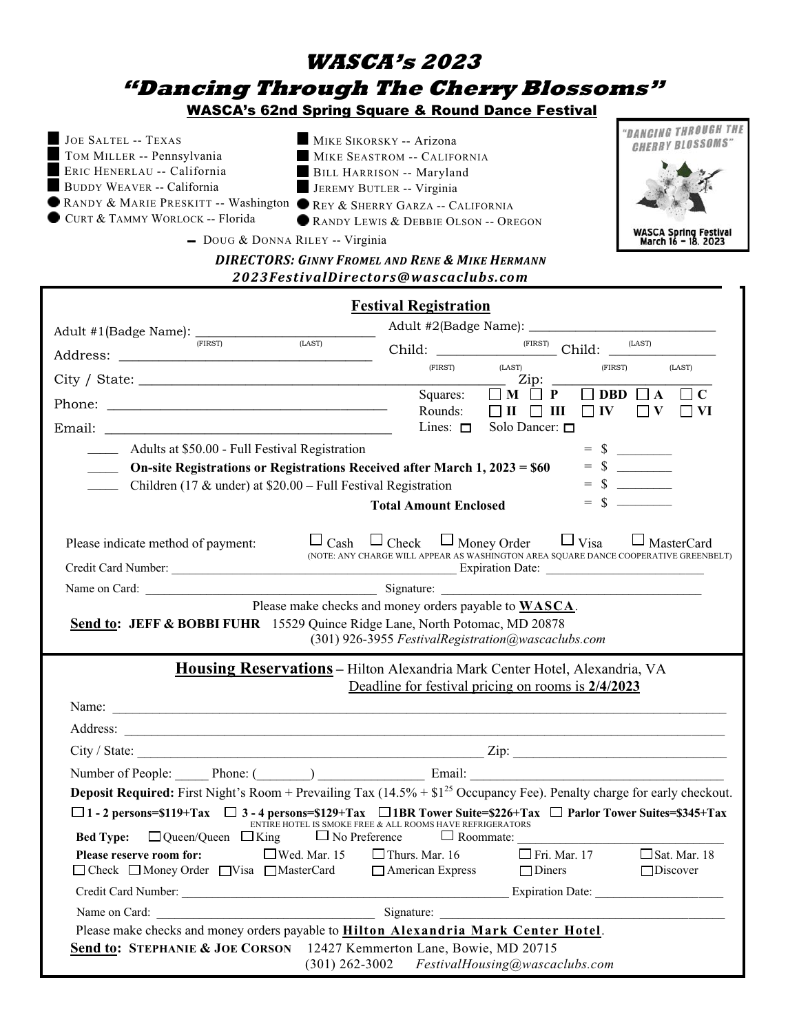# WASCA's 2023

# "Dancing Through The Cherry Blossoms"

## WASCA's 62nd Spring Square & Round Dance Festival

- JOE SALTEL -- TEXAS
- TOM MILLER -- Pennsylvania
- ERIC HENERLAU -- California
- BUDDY WEAVER -- California
- RANDY & MARIE PRESKITT -- Washington
- CURT & TAMMY WORLOCK -- Florida
- MIKE SIKORSKY -- Arizona
- MIKE SEASTROM -- CALIFORNIA
- BILL HARRISON -- Maryland
- JEREMY BUTLER -- Virginia
- REY & SHERRY GARZA -- CALIFORNIA
- RANDY LEWIS & DEBBIE OLSON -- OREGON
- DOUG & DONNA RILEY -- Virginia

"DANCING THROUGH THE CHERRY BLOSSOMS"

WASCA Spring Festival March 16 – 18, 2023

***DIRECTORS: GINNY FROMEL AND RENE & MIKE HERMANN***

***2023FestivalDirectors@wascaclubs.com***

## Festival Registration

Adult #1(Badge Name): ______________________ (FIRST) (LAST)

Adult #2(Badge Name): ______________________ (FIRST) (LAST)

Address: ______________________

Child: ______________ (FIRST) (LAST) Child: ______________ (FIRST) (LAST)

City / State: ______________________ Zip: ______________

Phone: ______________________

Squares: ☐ M ☐ P ☐ DBD ☐ A ☐ C

Rounds: ☐ II ☐ III ☐ IV ☐ V ☐ VI

Email: ______________________

Lines: ☐ Solo Dancer: ☐

_____ Adults at $50.00 - Full Festival Registration = $ ________

_____ **On-site Registrations or Registrations Received after March 1, 2023 = $60** = $ ________

_____ Children (17 & under) at $20.00 – Full Festival Registration = $ ________

**Total Amount Enclosed** = $ ________

Please indicate method of payment: ☐ Cash ☐ Check ☐ Money Order ☐ Visa ☐ MasterCard

(NOTE: ANY CHARGE WILL APPEAR AS WASHINGTON AREA SQUARE DANCE COOPERATIVE GREENBELT)

Credit Card Number: ______________________ Expiration Date: ______________

Name on Card: ______________________ Signature: ______________________

Please make checks and money orders payable to **WASCA**.

**Send to: JEFF & BOBBI FUHR** 15529 Quince Ridge Lane, North Potomac, MD 20878

(301) 926-3955 *FestivalRegistration@wascaclubs.com*

## Housing Reservations – Hilton Alexandria Mark Center Hotel, Alexandria, VA

Deadline for festival pricing on rooms is **2/4/2023**

Name: ______________________________________________

Address: ______________________________________________

City / State: ______________________ Zip: ______________

Number of People: _____ Phone: (________) ______________ Email: ______________________

**Deposit Required:** First Night's Room + Prevailing Tax (14.5% + $1[25] Occupancy Fee). Penalty charge for early checkout.

☐ **1 - 2 persons=$119+Tax** ☐ **3 - 4 persons=$129+Tax** ☐ **1BR Tower Suite=$226+Tax** ☐ **Parlor Tower Suites=$345+Tax**

ENTIRE HOTEL IS SMOKE FREE & ALL ROOMS HAVE REFRIGERATORS

**Bed Type:** ☐ Queen/Queen ☐ King ☐ No Preference ☐ Roommate: ______________________

**Please reserve room for:** ☐ Wed. Mar. 15 ☐ Thurs. Mar. 16 ☐ Fri. Mar. 17 ☐ Sat. Mar. 18

☐ Check ☐ Money Order ☐ Visa ☐ MasterCard ☐ American Express ☐ Diners ☐ Discover

Credit Card Number: ______________________ Expiration Date: ______________

Name on Card: ______________________ Signature: ______________________

Please make checks and money orders payable to **Hilton Alexandria Mark Center Hotel**.

**Send to: STEPHANIE & JOE CORSON** 12427 Kemmerton Lane, Bowie, MD 20715

(301) 262-3002 *FestivalHousing@wascaclubs.com*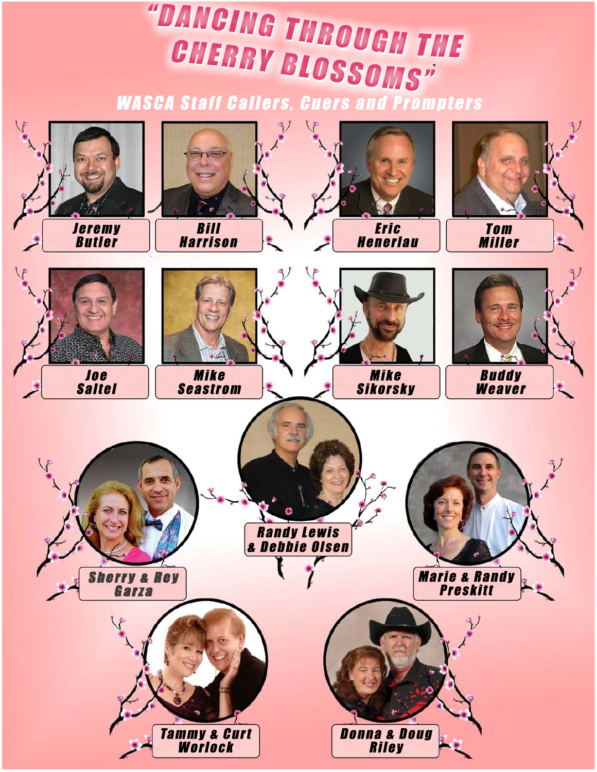# "DANCING THROUGH THE CHERRY BLOSSOMS"

## WASCA Staff Callers, Cuers and Prompters

Jeremy Butler

Bill Harrison

Eric Henerlau

Tom Miller

Joe Saltel

Mike Seastrom

Mike Sikorsky

Buddy Weaver

Randy Lewis & Debbie Olsen

Sherry & Rey Garza

Marie & Randy Preskitt

Tammy & Curt Worlock

Donna & Doug Riley